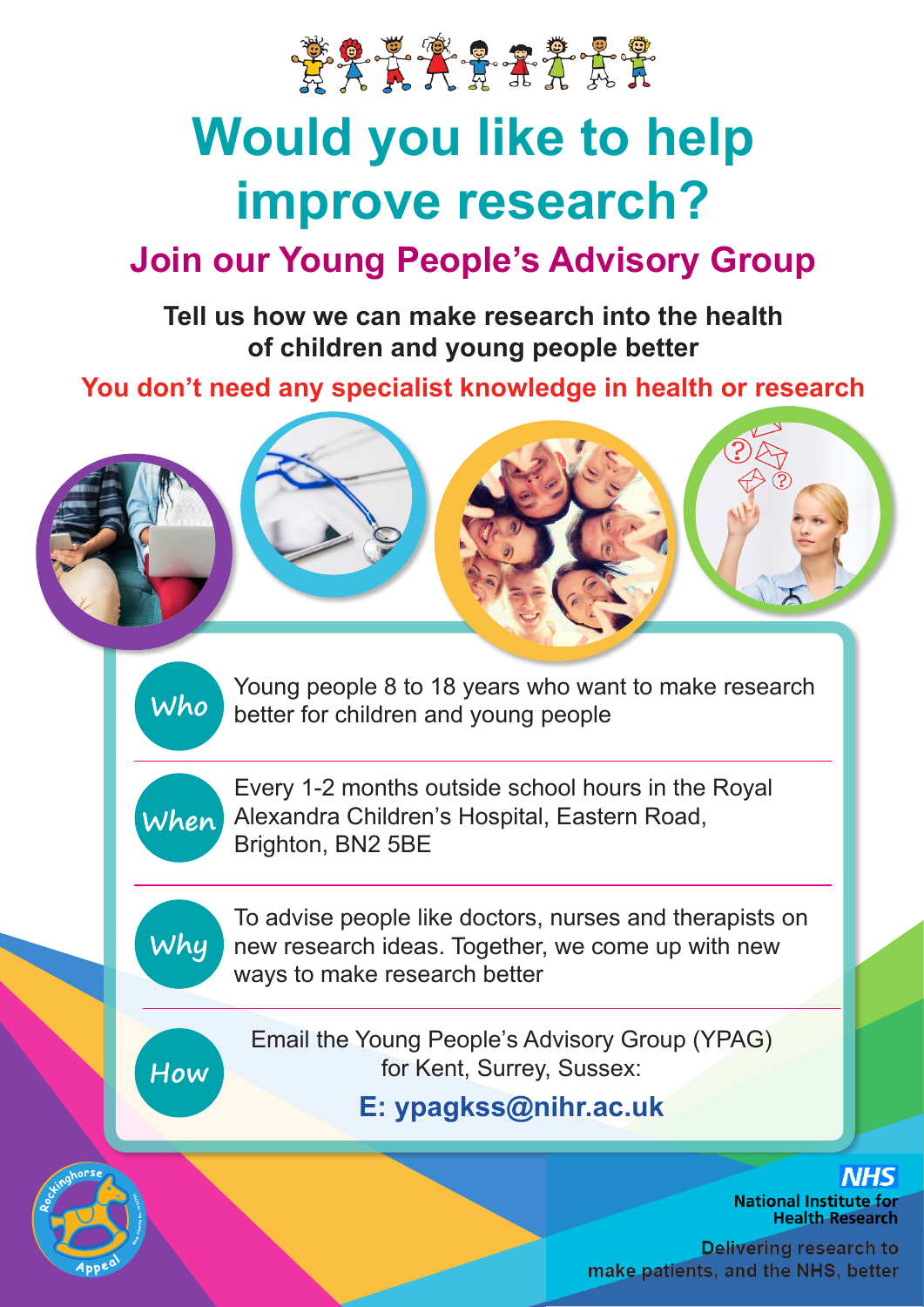# Would you like to help improve research?

## Join our Young People's Advisory Group

**Tell us how we can make research into the health of children and young people better**

**You don't need any specialist knowledge in health or research**

**Who**
Young people 8 to 18 years who want to make research better for children and young people

**When**
Every 1-2 months outside school hours in the Royal Alexandra Children's Hospital, Eastern Road, Brighton, BN2 5BE

**Why**
To advise people like doctors, nurses and therapists on new research ideas. Together, we come up with new ways to make research better

**How**
Email the Young People's Advisory Group (YPAG) for Kent, Surrey, Sussex:

**E: ypagkss@nihr.ac.uk**

Rockinghorse Appeal

NHS
National Institute for Health Research

Delivering research to make patients, and the NHS, better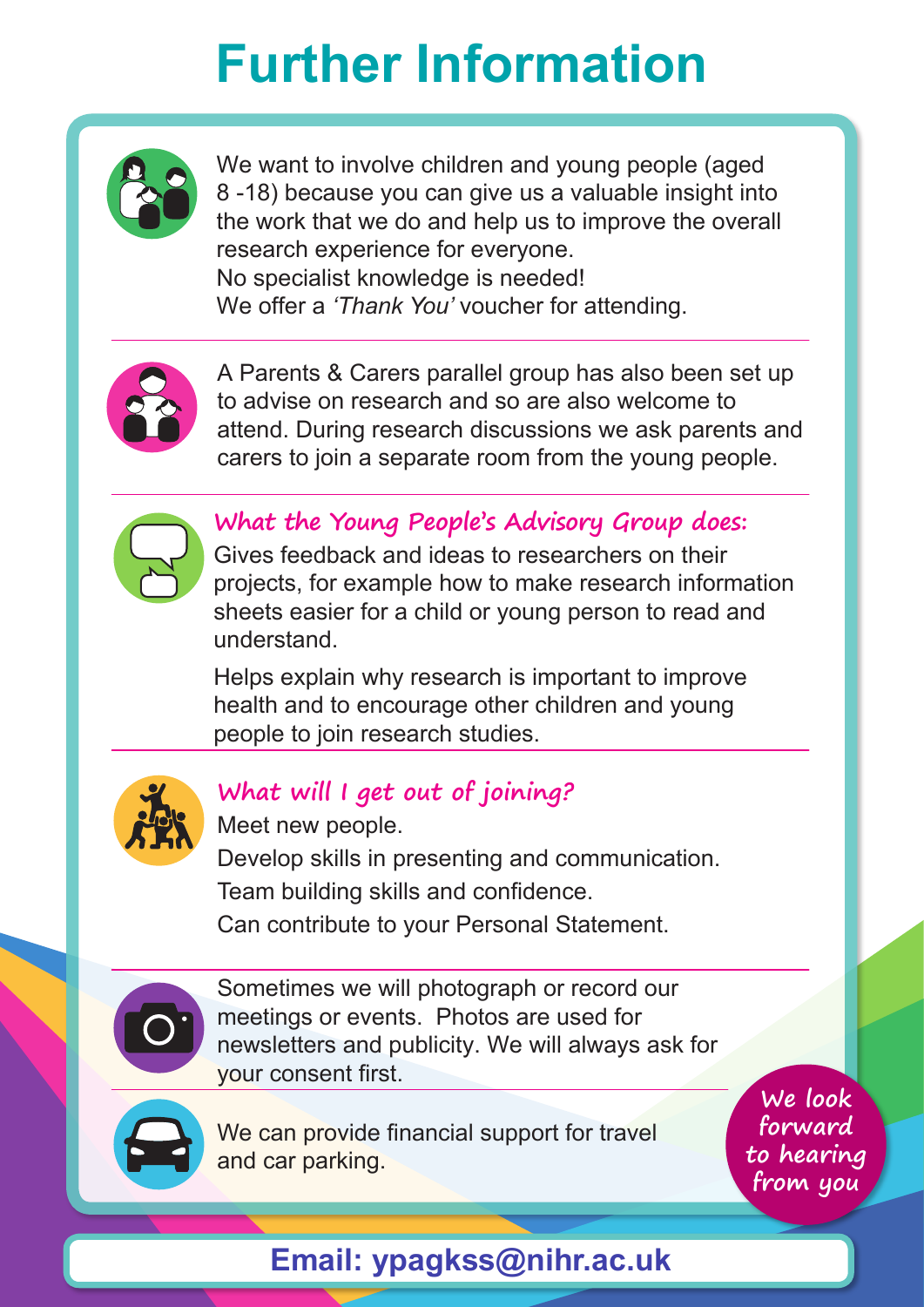# Further Information

We want to involve children and young people (aged 8 -18) because you can give us a valuable insight into the work that we do and help us to improve the overall research experience for everyone.
No specialist knowledge is needed!
We offer a *'Thank You'* voucher for attending.

A Parents & Carers parallel group has also been set up to advise on research and so are also welcome to attend. During research discussions we ask parents and carers to join a separate room from the young people.

## What the Young People's Advisory Group does:

Gives feedback and ideas to researchers on their projects, for example how to make research information sheets easier for a child or young person to read and understand.

Helps explain why research is important to improve health and to encourage other children and young people to join research studies.

## What will I get out of joining?

Meet new people.

Develop skills in presenting and communication.

Team building skills and confidence.

Can contribute to your Personal Statement.

Sometimes we will photograph or record our meetings or events. Photos are used for newsletters and publicity. We will always ask for your consent first.

We can provide financial support for travel and car parking.

We look forward to hearing from you

**Email: ypagkss@nihr.ac.uk**